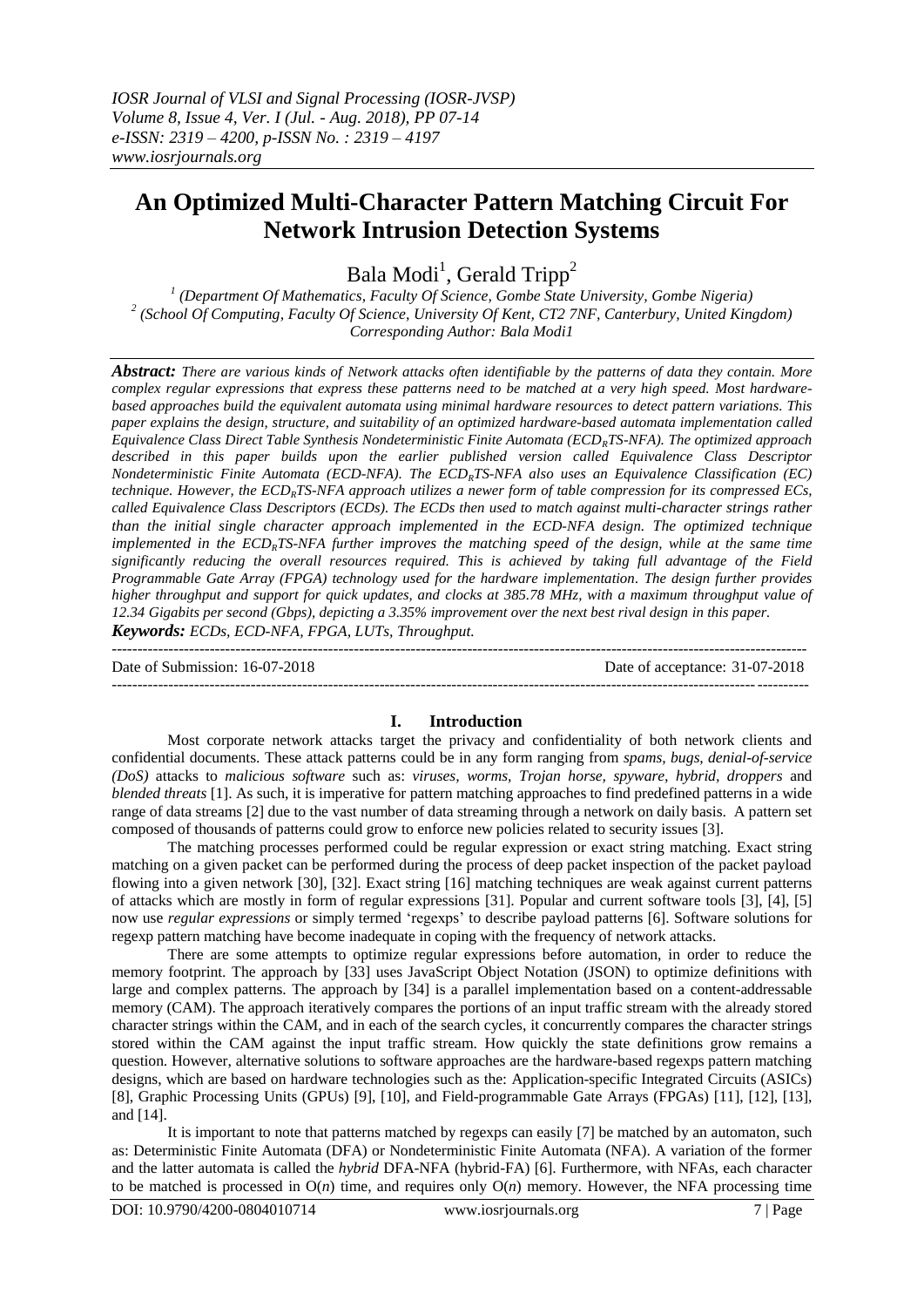# An Optimized Multi-Character Pattern Matching Circuit For Network Intrusion Detection Systems

Bala Modi[1], Gerald Tripp[2]

[1] (Department Of Mathematics, Faculty Of Science, Gombe State University, Gombe Nigeria)
[2] (School Of Computing, Faculty Of Science, University Of Kent, CT2 7NF, Canterbury, United Kingdom)
Corresponding Author: Bala Modi1

***Abstract:*** *There are various kinds of Network attacks often identifiable by the patterns of data they contain. More complex regular expressions that express these patterns need to be matched at a very high speed. Most hardware-based approaches build the equivalent automata using minimal hardware resources to detect pattern variations. This paper explains the design, structure, and suitability of an optimized hardware-based automata implementation called Equivalence Class Direct Table Synthesis Nondeterministic Finite Automata (ECD$_R$TS-NFA). The optimized approach described in this paper builds upon the earlier published version called Equivalence Class Descriptor Nondeterministic Finite Automata (ECD-NFA). The ECD$_R$TS-NFA also uses an Equivalence Classification (EC) technique. However, the ECD$_R$TS-NFA approach utilizes a newer form of table compression for its compressed ECs, called Equivalence Class Descriptors (ECDs). The ECDs then used to match against multi-character strings rather than the initial single character approach implemented in the ECD-NFA design. The optimized technique implemented in the ECD$_R$TS-NFA further improves the matching speed of the design, while at the same time significantly reducing the overall resources required. This is achieved by taking full advantage of the Field Programmable Gate Array (FPGA) technology used for the hardware implementation. The design further provides higher throughput and support for quick updates, and clocks at 385.78 MHz, with a maximum throughput value of 12.34 Gigabits per second (Gbps), depicting a 3.35% improvement over the next best rival design in this paper.*

***Keywords:*** *ECDs, ECD-NFA, FPGA, LUTs, Throughput.*

---

Date of Submission: 16-07-2018 | Date of acceptance: 31-07-2018

---

## I. Introduction

Most corporate network attacks target the privacy and confidentiality of both network clients and confidential documents. These attack patterns could be in any form ranging from *spams, bugs, denial-of-service (DoS)* attacks to *malicious software* such as: *viruses, worms, Trojan horse, spyware, hybrid, droppers* and *blended threats* [1]. As such, it is imperative for pattern matching approaches to find predefined patterns in a wide range of data streams [2] due to the vast number of data streaming through a network on daily basis. A pattern set composed of thousands of patterns could grow to enforce new policies related to security issues [3].

The matching processes performed could be regular expression or exact string matching. Exact string matching on a given packet can be performed during the process of deep packet inspection of the packet payload flowing into a given network [30], [32]. Exact string [16] matching techniques are weak against current patterns of attacks which are mostly in form of regular expressions [31]. Popular and current software tools [3], [4], [5] now use *regular expressions* or simply termed 'regexps' to describe payload patterns [6]. Software solutions for regexp pattern matching have become inadequate in coping with the frequency of network attacks.

There are some attempts to optimize regular expressions before automation, in order to reduce the memory footprint. The approach by [33] uses JavaScript Object Notation (JSON) to optimize definitions with large and complex patterns. The approach by [34] is a parallel implementation based on a content-addressable memory (CAM). The approach iteratively compares the portions of an input traffic stream with the already stored character strings within the CAM, and in each of the search cycles, it concurrently compares the character strings stored within the CAM against the input traffic stream. How quickly the state definitions grow remains a question. However, alternative solutions to software approaches are the hardware-based regexps pattern matching designs, which are based on hardware technologies such as the: Application-specific Integrated Circuits (ASICs) [8], Graphic Processing Units (GPUs) [9], [10], and Field-programmable Gate Arrays (FPGAs) [11], [12], [13], and [14].

It is important to note that patterns matched by regexps can easily [7] be matched by an automaton, such as: Deterministic Finite Automata (DFA) or Nondeterministic Finite Automata (NFA). A variation of the former and the latter automata is called the *hybrid* DFA-NFA (hybrid-FA) [6]. Furthermore, with NFAs, each character to be matched is processed in O($n$) time, and requires only O($n$) memory. However, the NFA processing time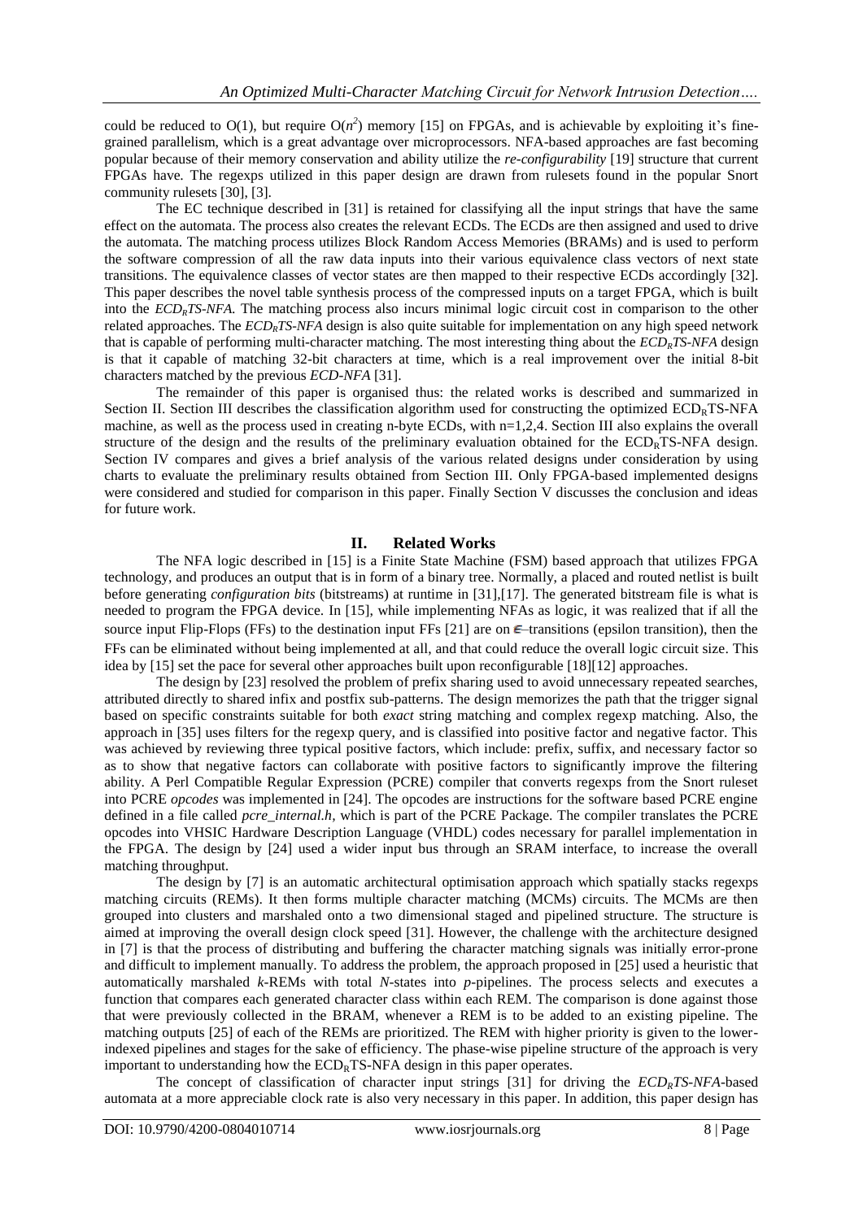could be reduced to O(1), but require $O(n^2)$ memory [15] on FPGAs, and is achievable by exploiting it's fine-grained parallelism, which is a great advantage over microprocessors. NFA-based approaches are fast becoming popular because of their memory conservation and ability utilize the *re-configurability* [19] structure that current FPGAs have. The regexps utilized in this paper design are drawn from rulesets found in the popular Snort community rulesets [30], [3].

The EC technique described in [31] is retained for classifying all the input strings that have the same effect on the automata. The process also creates the relevant ECDs. The ECDs are then assigned and used to drive the automata. The matching process utilizes Block Random Access Memories (BRAMs) and is used to perform the software compression of all the raw data inputs into their various equivalence class vectors of next state transitions. The equivalence classes of vector states are then mapped to their respective ECDs accordingly [32]. This paper describes the novel table synthesis process of the compressed inputs on a target FPGA, which is built into the *$ECD_R$TS-NFA*. The matching process also incurs minimal logic circuit cost in comparison to the other related approaches. The *$ECD_R$TS-NFA* design is also quite suitable for implementation on any high speed network that is capable of performing multi-character matching. The most interesting thing about the *$ECD_R$TS-NFA* design is that it capable of matching 32-bit characters at time, which is a real improvement over the initial 8-bit characters matched by the previous *ECD-NFA* [31].

The remainder of this paper is organised thus: the related works is described and summarized in Section II. Section III describes the classification algorithm used for constructing the optimized $ECD_R$TS-NFA machine, as well as the process used in creating n-byte ECDs, with n=1,2,4. Section III also explains the overall structure of the design and the results of the preliminary evaluation obtained for the $ECD_R$TS-NFA design. Section IV compares and gives a brief analysis of the various related designs under consideration by using charts to evaluate the preliminary results obtained from Section III. Only FPGA-based implemented designs were considered and studied for comparison in this paper. Finally Section V discusses the conclusion and ideas for future work.

## II. Related Works

The NFA logic described in [15] is a Finite State Machine (FSM) based approach that utilizes FPGA technology, and produces an output that is in form of a binary tree. Normally, a placed and routed netlist is built before generating *configuration bits* (bitstreams) at runtime in [31],[17]. The generated bitstream file is what is needed to program the FPGA device. In [15], while implementing NFAs as logic, it was realized that if all the source input Flip-Flops (FFs) to the destination input FFs [21] are on $\epsilon$–transitions (epsilon transition), then the FFs can be eliminated without being implemented at all, and that could reduce the overall logic circuit size. This idea by [15] set the pace for several other approaches built upon reconfigurable [18][12] approaches.

The design by [23] resolved the problem of prefix sharing used to avoid unnecessary repeated searches, attributed directly to shared infix and postfix sub-patterns. The design memorizes the path that the trigger signal based on specific constraints suitable for both *exact* string matching and complex regexp matching. Also, the approach in [35] uses filters for the regexp query, and is classified into positive factor and negative factor. This was achieved by reviewing three typical positive factors, which include: prefix, suffix, and necessary factor so as to show that negative factors can collaborate with positive factors to significantly improve the filtering ability. A Perl Compatible Regular Expression (PCRE) compiler that converts regexps from the Snort ruleset into PCRE *opcodes* was implemented in [24]. The opcodes are instructions for the software based PCRE engine defined in a file called *pcre_internal.h*, which is part of the PCRE Package. The compiler translates the PCRE opcodes into VHSIC Hardware Description Language (VHDL) codes necessary for parallel implementation in the FPGA. The design by [24] used a wider input bus through an SRAM interface, to increase the overall matching throughput.

The design by [7] is an automatic architectural optimisation approach which spatially stacks regexps matching circuits (REMs). It then forms multiple character matching (MCMs) circuits. The MCMs are then grouped into clusters and marshaled onto a two dimensional staged and pipelined structure. The structure is aimed at improving the overall design clock speed [31]. However, the challenge with the architecture designed in [7] is that the process of distributing and buffering the character matching signals was initially error-prone and difficult to implement manually. To address the problem, the approach proposed in [25] used a heuristic that automatically marshaled *k*-REMs with total *N*-states into *p*-pipelines. The process selects and executes a function that compares each generated character class within each REM. The comparison is done against those that were previously collected in the BRAM, whenever a REM is to be added to an existing pipeline. The matching outputs [25] of each of the REMs are prioritized. The REM with higher priority is given to the lower-indexed pipelines and stages for the sake of efficiency. The phase-wise pipeline structure of the approach is very important to understanding how the $ECD_R$TS-NFA design in this paper operates.

The concept of classification of character input strings [31] for driving the *$ECD_R$TS-NFA*-based automata at a more appreciable clock rate is also very necessary in this paper. In addition, this paper design has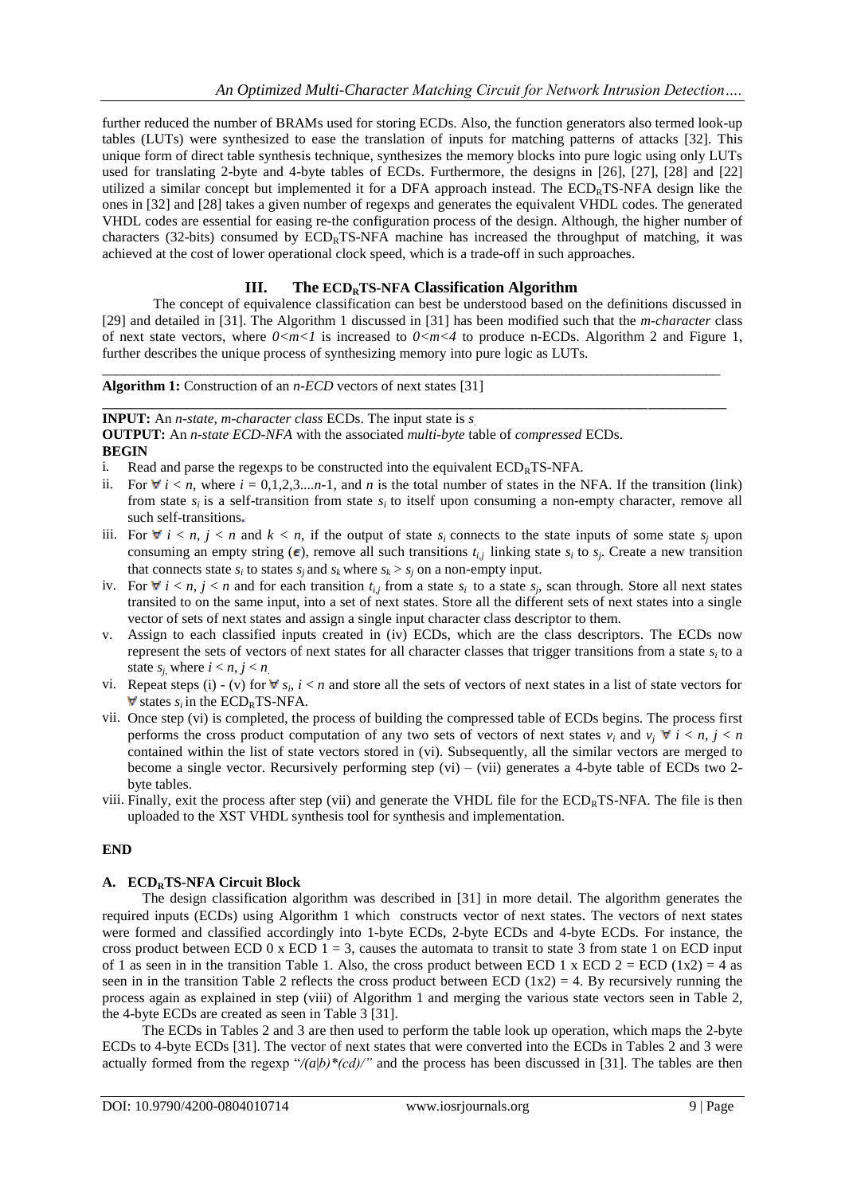further reduced the number of BRAMs used for storing ECDs. Also, the function generators also termed look-up tables (LUTs) were synthesized to ease the translation of inputs for matching patterns of attacks [32]. This unique form of direct table synthesis technique, synthesizes the memory blocks into pure logic using only LUTs used for translating 2-byte and 4-byte tables of ECDs. Furthermore, the designs in [26], [27], [28] and [22] utilized a similar concept but implemented it for a DFA approach instead. The $ECD_R$TS-NFA design like the ones in [32] and [28] takes a given number of regexps and generates the equivalent VHDL codes. The generated VHDL codes are essential for easing re-the configuration process of the design. Although, the higher number of characters (32-bits) consumed by $ECD_R$TS-NFA machine has increased the throughput of matching, it was achieved at the cost of lower operational clock speed, which is a trade-off in such approaches.

## III. The $ECD_R$TS-NFA Classification Algorithm

The concept of equivalence classification can best be understood based on the definitions discussed in [29] and detailed in [31]. The Algorithm 1 discussed in [31] has been modified such that the *m-character* class of next state vectors, where $0<m<1$ is increased to $0<m<4$ to produce n-ECDs. Algorithm 2 and Figure 1, further describes the unique process of synthesizing memory into pure logic as LUTs.

---

**Algorithm 1:** Construction of an *n-ECD* vectors of next states [31]

---

**INPUT:** An *n-state, m-character class* ECDs. The input state is $s$.
**OUTPUT:** An *n-state ECD-NFA* with the associated *multi-byte* table of *compressed* ECDs.
**BEGIN**

i. Read and parse the regexps to be constructed into the equivalent $ECD_R$TS-NFA.
ii. For $\forall\, i < n$, where $i = 0,1,2,3....n$-1, and $n$ is the total number of states in the NFA. If the transition (link) from state $s_i$ is a self-transition from state $s_i$ to itself upon consuming a non-empty character, remove all such self-transitions.
iii. For $\forall\, i < n$, $j < n$ and $k < n$, if the output of state $s_i$ connects to the state inputs of some state $s_j$ upon consuming an empty string ($\epsilon$), remove all such transitions $t_{i,j}$ linking state $s_i$ to $s_j$. Create a new transition that connects state $s_i$ to states $s_j$ and $s_k$ where $s_k > s_j$ on a non-empty input.
iv. For $\forall\, i < n$, $j < n$ and for each transition $t_{i,j}$ from a state $s_i$ to a state $s_j$, scan through. Store all next states transited to on the same input, into a set of next states. Store all the different sets of next states into a single vector of sets of next states and assign a single input character class descriptor to them.
v. Assign to each classified inputs created in (iv) ECDs, which are the class descriptors. The ECDs now represent the sets of vectors of next states for all character classes that trigger transitions from a state $s_i$ to a state $s_j$, where $i < n$, $j < n$.
vi. Repeat steps (i) - (v) for $\forall\, s_i$, $i < n$ and store all the sets of vectors of next states in a list of state vectors for $\forall$ states $s_i$ in the $ECD_R$TS-NFA.
vii. Once step (vi) is completed, the process of building the compressed table of ECDs begins. The process first performs the cross product computation of any two sets of vectors of next states $v_i$ and $v_j$ $\forall\, i < n$, $j < n$ contained within the list of state vectors stored in (vi). Subsequently, all the similar vectors are merged to become a single vector. Recursively performing step (vi) – (vii) generates a 4-byte table of ECDs two 2-byte tables.
viii. Finally, exit the process after step (vii) and generate the VHDL file for the $ECD_R$TS-NFA. The file is then uploaded to the XST VHDL synthesis tool for synthesis and implementation.

**END**

### A. $ECD_R$TS-NFA Circuit Block

The design classification algorithm was described in [31] in more detail. The algorithm generates the required inputs (ECDs) using Algorithm 1 which constructs vector of next states. The vectors of next states were formed and classified accordingly into 1-byte ECDs, 2-byte ECDs and 4-byte ECDs. For instance, the cross product between ECD 0 x ECD 1 = 3, causes the automata to transit to state 3 from state 1 on ECD input of 1 as seen in in the transition Table 1. Also, the cross product between ECD 1 x ECD 2 = ECD (1x2) = 4 as seen in in the transition Table 2 reflects the cross product between ECD (1x2) = 4. By recursively running the process again as explained in step (viii) of Algorithm 1 and merging the various state vectors seen in Table 2, the 4-byte ECDs are created as seen in Table 3 [31].

The ECDs in Tables 2 and 3 are then used to perform the table look up operation, which maps the 2-byte ECDs to 4-byte ECDs [31]. The vector of next states that were converted into the ECDs in Tables 2 and 3 were actually formed from the regexp "*/(a|b)\*(cd)/"* and the process has been discussed in [31]. The tables are then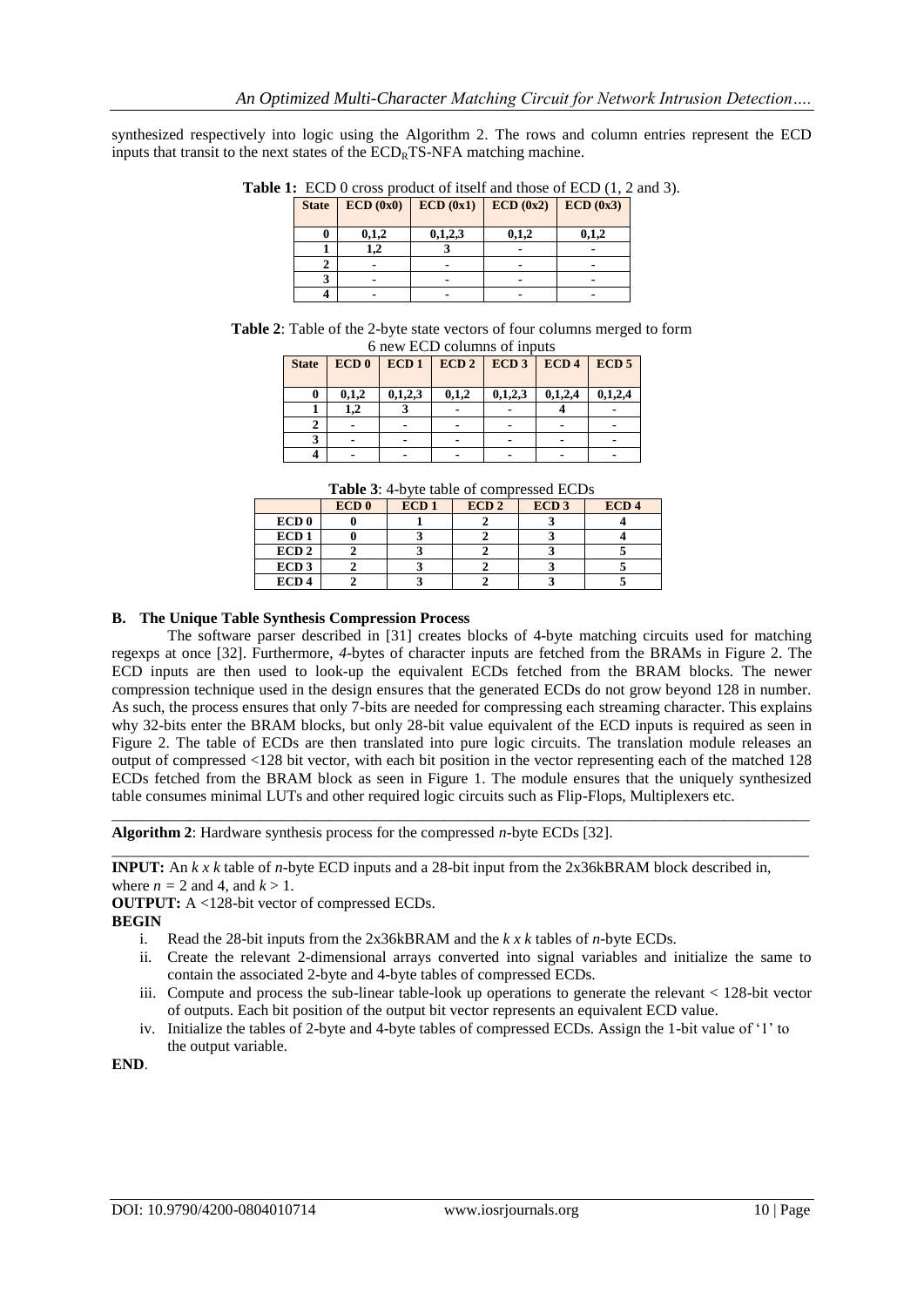synthesized respectively into logic using the Algorithm 2. The rows and column entries represent the ECD inputs that transit to the next states of the $ECD_R$TS-NFA matching machine.

**Table 1:** ECD 0 cross product of itself and those of ECD (1, 2 and 3).

| State | ECD (0x0) | ECD (0x1) | ECD (0x2) | ECD (0x3) |
|---|---|---|---|---|
| 0 | 0,1,2 | 0,1,2,3 | 0,1,2 | 0,1,2 |
| 1 | 1,2 | 3 | - | - |
| 2 | - | - | - | - |
| 3 | - | - | - | - |
| 4 | - | - | - | - |

**Table 2**: Table of the 2-byte state vectors of four columns merged to form 6 new ECD columns of inputs

| State | ECD 0 | ECD 1 | ECD 2 | ECD 3 | ECD 4 | ECD 5 |
|---|---|---|---|---|---|---|
| 0 | 0,1,2 | 0,1,2,3 | 0,1,2 | 0,1,2,3 | 0,1,2,4 | 0,1,2,4 |
| 1 | 1,2 | 3 | - | - | 4 | - |
| 2 | - | - | - | - | - | - |
| 3 | - | - | - | - | - | - |
| 4 | - | - | - | - | - | - |

**Table 3**: 4-byte table of compressed ECDs

| | ECD 0 | ECD 1 | ECD 2 | ECD 3 | ECD 4 |
|---|---|---|---|---|---|
| ECD 0 | 0 | 1 | 2 | 3 | 4 |
| ECD 1 | 0 | 3 | 2 | 3 | 4 |
| ECD 2 | 2 | 3 | 2 | 3 | 5 |
| ECD 3 | 2 | 3 | 2 | 3 | 5 |
| ECD 4 | 2 | 3 | 2 | 3 | 5 |

### B. The Unique Table Synthesis Compression Process

The software parser described in [31] creates blocks of 4-byte matching circuits used for matching regexps at once [32]. Furthermore, *4*-bytes of character inputs are fetched from the BRAMs in Figure 2. The ECD inputs are then used to look-up the equivalent ECDs fetched from the BRAM blocks. The newer compression technique used in the design ensures that the generated ECDs do not grow beyond 128 in number. As such, the process ensures that only 7-bits are needed for compressing each streaming character. This explains why 32-bits enter the BRAM blocks, but only 28-bit value equivalent of the ECD inputs is required as seen in Figure 2. The table of ECDs are then translated into pure logic circuits. The translation module releases an output of compressed <128 bit vector, with each bit position in the vector representing each of the matched 128 ECDs fetched from the BRAM block as seen in Figure 1. The module ensures that the uniquely synthesized table consumes minimal LUTs and other required logic circuits such as Flip-Flops, Multiplexers etc.

---

**Algorithm 2**: Hardware synthesis process for the compressed *n*-byte ECDs [32].

---

**INPUT:** An *k x k* table of *n*-byte ECD inputs and a 28-bit input from the 2x36kBRAM block described in, where $n = 2$ and 4, and $k > 1$.

**OUTPUT:** A <128-bit vector of compressed ECDs.

**BEGIN**

i. Read the 28-bit inputs from the 2x36kBRAM and the *k x k* tables of *n*-byte ECDs.
ii. Create the relevant 2-dimensional arrays converted into signal variables and initialize the same to contain the associated 2-byte and 4-byte tables of compressed ECDs.
iii. Compute and process the sub-linear table-look up operations to generate the relevant < 128-bit vector of outputs. Each bit position of the output bit vector represents an equivalent ECD value.
iv. Initialize the tables of 2-byte and 4-byte tables of compressed ECDs. Assign the 1-bit value of '1' to the output variable.

**END**.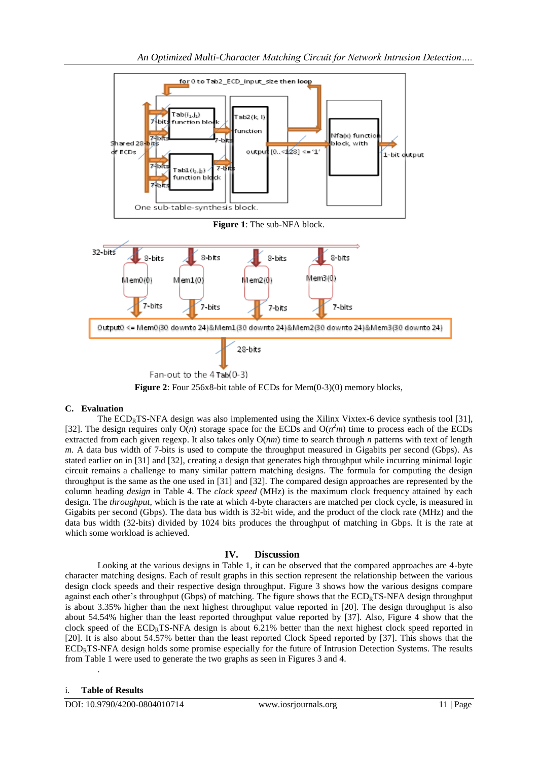**Figure 1**: The sub-NFA block.

**Figure 2**: Four 256x8-bit table of ECDs for Mem(0-3)(0) memory blocks,

### C. Evaluation

The $ECD_R$TS-NFA design was also implemented using the Xilinx Vixtex-6 device synthesis tool [31], [32]. The design requires only $O(n)$ storage space for the ECDs and $O(n^2m)$ time to process each of the ECDs extracted from each given regexp. It also takes only $O(nm)$ time to search through $n$ patterns with text of length $m$. A data bus width of 7-bits is used to compute the throughput measured in Gigabits per second (Gbps). As stated earlier on in [31] and [32], creating a design that generates high throughput while incurring minimal logic circuit remains a challenge to many similar pattern matching designs. The formula for computing the design throughput is the same as the one used in [31] and [32]. The compared design approaches are represented by the column heading *design* in Table 4. The *clock speed* (MHz) is the maximum clock frequency attained by each design. The *throughput*, which is the rate at which 4-byte characters are matched per clock cycle, is measured in Gigabits per second (Gbps). The data bus width is 32-bit wide, and the product of the clock rate (MHz) and the data bus width (32-bits) divided by 1024 bits produces the throughput of matching in Gbps. It is the rate at which some workload is achieved.

## IV. Discussion

Looking at the various designs in Table 1, it can be observed that the compared approaches are 4-byte character matching designs. Each of result graphs in this section represent the relationship between the various design clock speeds and their respective design throughput. Figure 3 shows how the various designs compare against each other's throughput (Gbps) of matching. The figure shows that the $ECD_R$TS-NFA design throughput is about 3.35% higher than the next highest throughput value reported in [20]. The design throughput is also about 54.54% higher than the least reported throughput value reported by [37]. Also, Figure 4 show that the clock speed of the $ECD_R$TS-NFA design is about 6.21% better than the next highest clock speed reported in [20]. It is also about 54.57% better than the least reported Clock Speed reported by [37]. This shows that the $ECD_R$TS-NFA design holds some promise especially for the future of Intrusion Detection Systems. The results from Table 1 were used to generate the two graphs as seen in Figures 3 and 4.

### i. Table of Results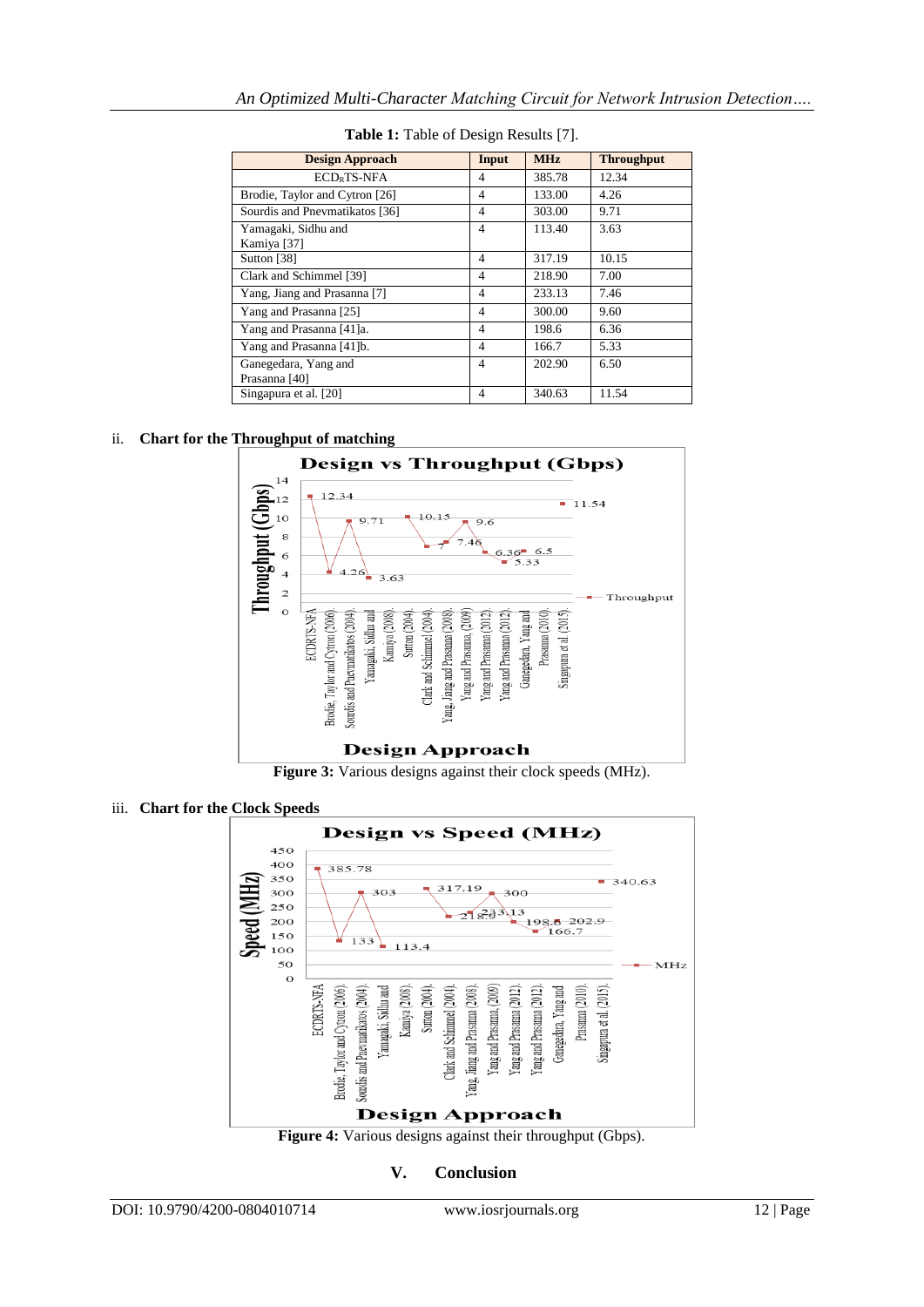**Table 1:** Table of Design Results [7].

| Design Approach | Input | MHz | Throughput |
|---|---|---|---|
| $ECD_RTS$-NFA | 4 | 385.78 | 12.34 |
| Brodie, Taylor and Cytron [26] | 4 | 133.00 | 4.26 |
| Sourdis and Pnevmatikatos [36] | 4 | 303.00 | 9.71 |
| Yamagaki, Sidhu and Kamiya [37] | 4 | 113.40 | 3.63 |
| Sutton [38] | 4 | 317.19 | 10.15 |
| Clark and Schimmel [39] | 4 | 218.90 | 7.00 |
| Yang, Jiang and Prasanna [7] | 4 | 233.13 | 7.46 |
| Yang and Prasanna [25] | 4 | 300.00 | 9.60 |
| Yang and Prasanna [41]a. | 4 | 198.6 | 6.36 |
| Yang and Prasanna [41]b. | 4 | 166.7 | 5.33 |
| Ganegedara, Yang and Prasanna [40] | 4 | 202.90 | 6.50 |
| Singapura et al. [20] | 4 | 340.63 | 11.54 |

ii. **Chart for the Throughput of matching**

**Figure 3:** Various designs against their clock speeds (MHz).

iii. **Chart for the Clock Speeds**

**Figure 4:** Various designs against their throughput (Gbps).

## V. Conclusion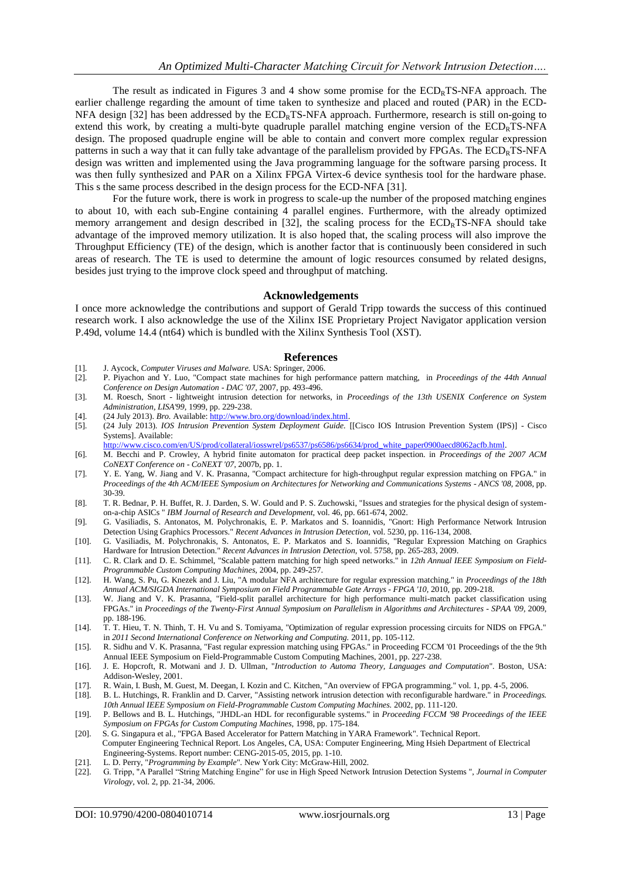The result as indicated in Figures 3 and 4 show some promise for the $ECD_RTS$-NFA approach. The earlier challenge regarding the amount of time taken to synthesize and placed and routed (PAR) in the ECD-NFA design [32] has been addressed by the $ECD_RTS$-NFA approach. Furthermore, research is still on-going to extend this work, by creating a multi-byte quadruple parallel matching engine version of the $ECD_RTS$-NFA design. The proposed quadruple engine will be able to contain and convert more complex regular expression patterns in such a way that it can fully take advantage of the parallelism provided by FPGAs. The $ECD_RTS$-NFA design was written and implemented using the Java programming language for the software parsing process. It was then fully synthesized and PAR on a Xilinx FPGA Virtex-6 device synthesis tool for the hardware phase. This s the same process described in the design process for the ECD-NFA [31].

For the future work, there is work in progress to scale-up the number of the proposed matching engines to about 10, with each sub-Engine containing 4 parallel engines. Furthermore, with the already optimized memory arrangement and design described in [32], the scaling process for the $ECD_RTS$-NFA should take advantage of the improved memory utilization. It is also hoped that, the scaling process will also improve the Throughput Efficiency (TE) of the design, which is another factor that is continuously been considered in such areas of research. The TE is used to determine the amount of logic resources consumed by related designs, besides just trying to the improve clock speed and throughput of matching.

## Acknowledgements

I once more acknowledge the contributions and support of Gerald Tripp towards the success of this continued research work. I also acknowledge the use of the Xilinx ISE Proprietary Project Navigator application version P.49d, volume 14.4 (nt64) which is bundled with the Xilinx Synthesis Tool (XST).

## References

[1]. J. Aycock, *Computer Viruses and Malware.* USA: Springer, 2006.

[2]. P. Piyachon and Y. Luo, "Compact state machines for high performance pattern matching, in *Proceedings of the 44th Annual Conference on Design Automation - DAC '07*, 2007, pp. 493-496.

[3]. M. Roesch, Snort - lightweight intrusion detection for networks, in *Proceedings of the 13th USENIX Conference on System Administration, LISA'99*, 1999, pp. 229-238.

[4]. (24 July 2013). *Bro.* Available: http://www.bro.org/download/index.html.

[5]. (24 July 2013). *IOS Intrusion Prevention System Deployment Guide.* [[Cisco IOS Intrusion Prevention System (IPS)] - Cisco Systems]. Available: http://www.cisco.com/en/US/prod/collateral/iosswrel/ps6537/ps6586/ps6634/prod_white_paper0900aecd8062acfb.html.

[6]. M. Becchi and P. Crowley, A hybrid finite automaton for practical deep packet inspection. in *Proceedings of the 2007 ACM CoNEXT Conference on - CoNEXT '07*, 2007b, pp. 1.

[7]. Y. E. Yang, W. Jiang and V. K. Prasanna, "Compact architecture for high-throughput regular expression matching on FPGA." in *Proceedings of the 4th ACM/IEEE Symposium on Architectures for Networking and Communications Systems - ANCS '08*, 2008, pp. 30-39.

[8]. T. R. Bednar, P. H. Buffet, R. J. Darden, S. W. Gould and P. S. Zuchowski, "Issues and strategies for the physical design of system-on-a-chip ASICs " *IBM Journal of Research and Development,* vol. 46, pp. 661-674, 2002.

[9]. G. Vasiliadis, S. Antonatos, M. Polychronakis, E. P. Markatos and S. Ioannidis, "Gnort: High Performance Network Intrusion Detection Using Graphics Processors." *Recent Advances in Intrusion Detection*, vol. 5230, pp. 116-134, 2008.

[10]. G. Vasiliadis, M. Polychronakis, S. Antonatos, E. P. Markatos and S. Ioannidis, "Regular Expression Matching on Graphics Hardware for Intrusion Detection." *Recent Advances in Intrusion Detection*, vol. 5758, pp. 265-283, 2009.

[11]. C. R. Clark and D. E. Schimmel, "Scalable pattern matching for high speed networks." in *12th Annual IEEE Symposium on Field-Programmable Custom Computing Machines*, 2004, pp. 249-257.

[12]. H. Wang, S. Pu, G. Knezek and J. Liu, "A modular NFA architecture for regular expression matching." in *Proceedings of the 18th Annual ACM/SIGDA International Symposium on Field Programmable Gate Arrays - FPGA '10*, 2010, pp. 209-218.

[13]. W. Jiang and V. K. Prasanna, "Field-split parallel architecture for high performance multi-match packet classification using FPGAs." in *Proceedings of the Twenty-First Annual Symposium on Parallelism in Algorithms and Architectures - SPAA '09*, 2009, pp. 188-196.

[14]. T. T. Hieu, T. N. Thinh, T. H. Vu and S. Tomiyama, "Optimization of regular expression processing circuits for NIDS on FPGA." in *2011 Second International Conference on Networking and Computing.* 2011, pp. 105-112.

[15]. R. Sidhu and V. K. Prasanna, "Fast regular expression matching using FPGAs." in Proceeding FCCM '01 Proceedings of the the 9th Annual IEEE Symposium on Field-Programmable Custom Computing Machines, 2001, pp. 227-238.

[16]. J. E. Hopcroft, R. Motwani and J. D. Ullman, "*Introduction to Automa Theory, Languages and Computation*". Boston, USA: Addison-Wesley, 2001.

[17]. R. Wain, I. Bush, M. Guest, M. Deegan, I. Kozin and C. Kitchen, "An overview of FPGA programming." vol. 1, pp. 4-5, 2006.

[18]. B. L. Hutchings, R. Franklin and D. Carver, "Assisting network intrusion detection with reconfigurable hardware." in *Proceedings. 10th Annual IEEE Symposium on Field-Programmable Custom Computing Machines.* 2002, pp. 111-120.

[19]. P. Bellows and B. L. Hutchings, "JHDL-an HDL for reconfigurable systems." in *Proceeding FCCM '98 Proceedings of the IEEE Symposium on FPGAs for Custom Computing Machines*, 1998, pp. 175-184.

[20]. S. G. Singapura et al., "FPGA Based Accelerator for Pattern Matching in YARA Framework". Technical Report. Computer Engineering Technical Report. Los Angeles, CA, USA: Computer Engineering, Ming Hsieh Department of Electrical Engineering-Systems. Report number: CENG-2015-05, 2015, pp. 1-10.

[21]. L. D. Perry, "*Programming by Example*". New York City: McGraw-Hill, 2002.

[22]. G. Tripp, "A Parallel "String Matching Engine" for use in High Speed Network Intrusion Detection Systems ", *Journal in Computer Virology*, vol. 2, pp. 21-34, 2006.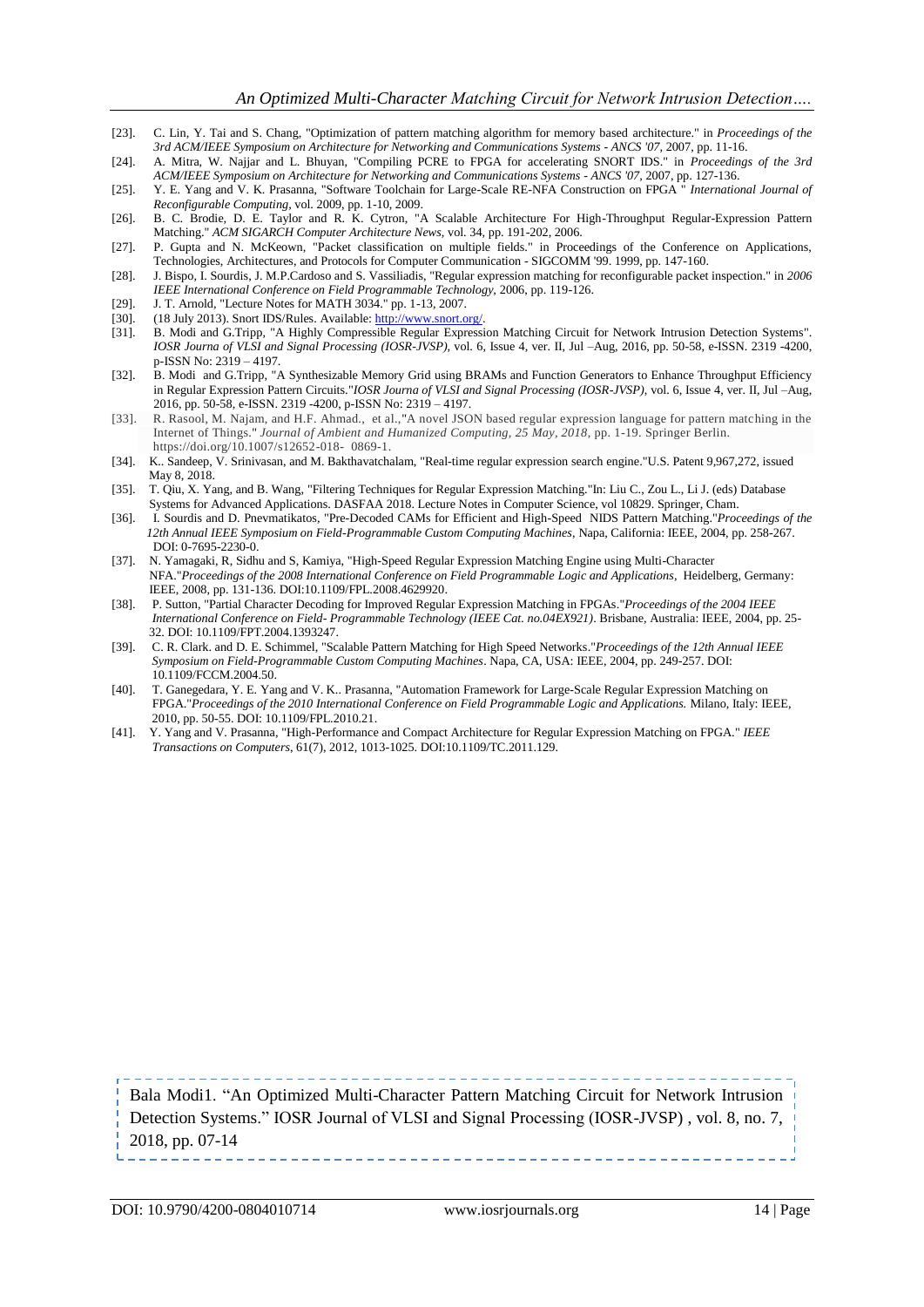[23]. C. Lin, Y. Tai and S. Chang, "Optimization of pattern matching algorithm for memory based architecture." in *Proceedings of the 3rd ACM/IEEE Symposium on Architecture for Networking and Communications Systems - ANCS '07*, 2007, pp. 11-16.

[24]. A. Mitra, W. Najjar and L. Bhuyan, "Compiling PCRE to FPGA for accelerating SNORT IDS." in *Proceedings of the 3rd ACM/IEEE Symposium on Architecture for Networking and Communications Systems - ANCS '07*, 2007, pp. 127-136.

[25]. Y. E. Yang and V. K. Prasanna, "Software Toolchain for Large-Scale RE-NFA Construction on FPGA " *International Journal of Reconfigurable Computing*, vol. 2009, pp. 1-10, 2009.

[26]. B. C. Brodie, D. E. Taylor and R. K. Cytron, "A Scalable Architecture For High-Throughput Regular-Expression Pattern Matching." *ACM SIGARCH Computer Architecture News*, vol. 34, pp. 191-202, 2006.

[27]. P. Gupta and N. McKeown, "Packet classification on multiple fields." in Proceedings of the Conference on Applications, Technologies, Architectures, and Protocols for Computer Communication - SIGCOMM '99. 1999, pp. 147-160.

[28]. J. Bispo, I. Sourdis, J. M.P.Cardoso and S. Vassiliadis, "Regular expression matching for reconfigurable packet inspection." in *2006 IEEE International Conference on Field Programmable Technology*, 2006, pp. 119-126.

[29]. J. T. Arnold, "Lecture Notes for MATH 3034." pp. 1-13, 2007.

[30]. (18 July 2013). Snort IDS/Rules. Available: http://www.snort.org/.

[31]. B. Modi and G.Tripp, "A Highly Compressible Regular Expression Matching Circuit for Network Intrusion Detection Systems". *IOSR Journa of VLSI and Signal Processing (IOSR-JVSP)*, vol. 6, Issue 4, ver. II, Jul –Aug, 2016, pp. 50-58, e-ISSN. 2319 -4200, p-ISSN No: 2319 – 4197.

[32]. B. Modi and G.Tripp, "A Synthesizable Memory Grid using BRAMs and Function Generators to Enhance Throughput Efficiency in Regular Expression Pattern Circuits."*IOSR Journa of VLSI and Signal Processing (IOSR-JVSP)*, vol. 6, Issue 4, ver. II, Jul –Aug, 2016, pp. 50-58, e-ISSN. 2319 -4200, p-ISSN No: 2319 – 4197.

[33]. R. Rasool, M. Najam, and H.F. Ahmad., et al.,"A novel JSON based regular expression language for pattern matching in the Internet of Things." *Journal of Ambient and Humanized Computing, 25 May, 2018*, pp. 1-19. Springer Berlin. https://doi.org/10.1007/s12652-018- 0869-1.

[34]. K.. Sandeep, V. Srinivasan, and M. Bakthavatchalam, "Real-time regular expression search engine."U.S. Patent 9,967,272, issued May 8, 2018.

[35]. T. Qiu, X. Yang, and B. Wang, "Filtering Techniques for Regular Expression Matching."In: Liu C., Zou L., Li J. (eds) Database Systems for Advanced Applications. DASFAA 2018. Lecture Notes in Computer Science, vol 10829. Springer, Cham.

[36]. I. Sourdis and D. Pnevmatikatos, "Pre-Decoded CAMs for Efficient and High-Speed NIDS Pattern Matching."*Proceedings of the 12th Annual IEEE Symposium on Field-Programmable Custom Computing Machines*, Napa, California: IEEE, 2004, pp. 258-267. DOI: 0-7695-2230-0.

[37]. N. Yamagaki, R, Sidhu and S, Kamiya, "High-Speed Regular Expression Matching Engine using Multi-Character NFA."*Proceedings of the 2008 International Conference on Field Programmable Logic and Applications*, Heidelberg, Germany: IEEE, 2008, pp. 131-136. DOI:10.1109/FPL.2008.4629920.

[38]. P. Sutton, "Partial Character Decoding for Improved Regular Expression Matching in FPGAs."*Proceedings of the 2004 IEEE International Conference on Field- Programmable Technology (IEEE Cat. no.04EX921)*. Brisbane, Australia: IEEE, 2004, pp. 25-32. DOI: 10.1109/FPT.2004.1393247.

[39]. C. R. Clark. and D. E. Schimmel, "Scalable Pattern Matching for High Speed Networks."*Proceedings of the 12th Annual IEEE Symposium on Field-Programmable Custom Computing Machines*. Napa, CA, USA: IEEE, 2004, pp. 249-257. DOI: 10.1109/FCCM.2004.50.

[40]. T. Ganegedara, Y. E. Yang and V. K.. Prasanna, "Automation Framework for Large-Scale Regular Expression Matching on FPGA."*Proceedings of the 2010 International Conference on Field Programmable Logic and Applications.* Milano, Italy: IEEE, 2010, pp. 50-55. DOI: 10.1109/FPL.2010.21.

[41]. Y. Yang and V. Prasanna, "High-Performance and Compact Architecture for Regular Expression Matching on FPGA." *IEEE Transactions on Computers*, 61(7), 2012, 1013-1025. DOI:10.1109/TC.2011.129.

Bala Modi1. "An Optimized Multi-Character Pattern Matching Circuit for Network Intrusion Detection Systems." IOSR Journal of VLSI and Signal Processing (IOSR-JVSP) , vol. 8, no. 7, 2018, pp. 07-14